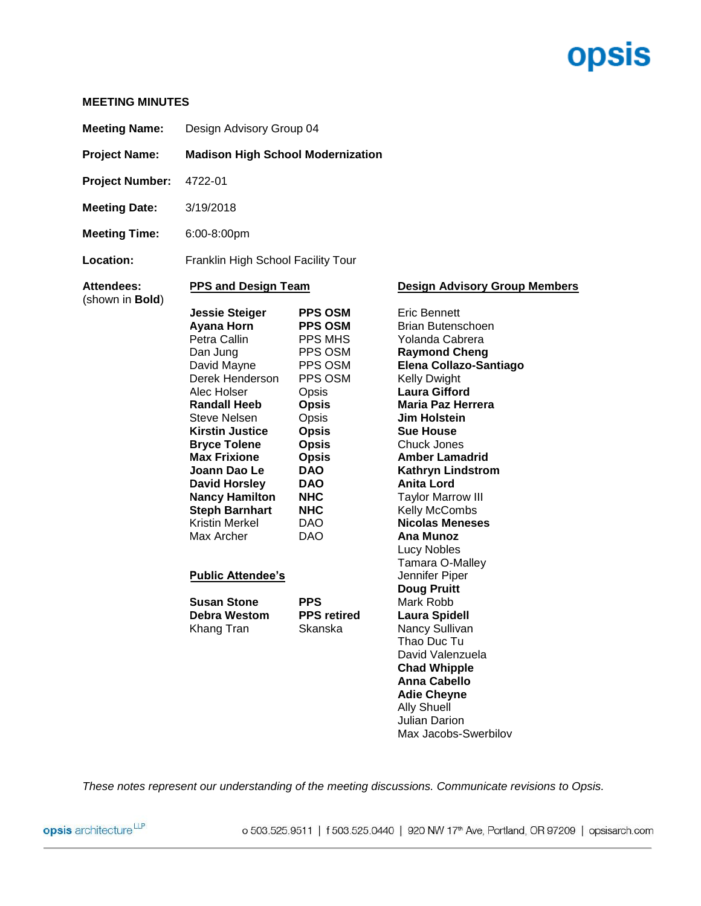opsis

**MEETING MINUTES**

**Meeting Name:** Design Advisory Group 04

**Project Name:** **Madison High School Modernization**

**Project Number:** 4722-01

**Meeting Date:** 3/19/2018

**Meeting Time:** 6:00-8:00pm

**Location:** Franklin High School Facility Tour

**Attendees:** (shown in **Bold**)

**PPS and Design Team**

| Name | Organization |
|---|---|
| **Jessie Steiger** | **PPS OSM** |
| **Ayana Horn** | **PPS OSM** |
| Petra Callin | PPS MHS |
| Dan Jung | PPS OSM |
| David Mayne | PPS OSM |
| Derek Henderson | PPS OSM |
| Alec Holser | Opsis |
| **Randall Heeb** | **Opsis** |
| Steve Nelsen | Opsis |
| **Kirstin Justice** | **Opsis** |
| **Bryce Tolene** | **Opsis** |
| **Max Frixione** | **Opsis** |
| **Joann Dao Le** | **DAO** |
| **David Horsley** | **DAO** |
| **Nancy Hamilton** | **NHC** |
| **Steph Barnhart** | **NHC** |
| Kristin Merkel | DAO |
| Max Archer | DAO |

**Public Attendee's**

| Name | Organization |
|---|---|
| **Susan Stone** | **PPS** |
| **Debra Westom** | **PPS retired** |
| Khang Tran | Skanska |

**Design Advisory Group Members**

Eric Bennett
Brian Butenschoen
Yolanda Cabrera
**Raymond Cheng**
**Elena Collazo-Santiago**
Kelly Dwight
**Laura Gifford**
**Maria Paz Herrera**
**Jim Holstein**
**Sue House**
Chuck Jones
**Amber Lamadrid**
**Kathryn Lindstrom**
**Anita Lord**
Taylor Marrow III
Kelly McCombs
**Nicolas Meneses**
**Ana Munoz**
Lucy Nobles
Tamara O-Malley
Jennifer Piper
**Doug Pruitt**
Mark Robb
**Laura Spidell**
Nancy Sullivan
Thao Duc Tu
David Valenzuela
**Chad Whipple**
**Anna Cabello**
**Adie Cheyne**
Ally Shuell
Julian Darion
Max Jacobs-Swerbilov

*These notes represent our understanding of the meeting discussions. Communicate revisions to Opsis.*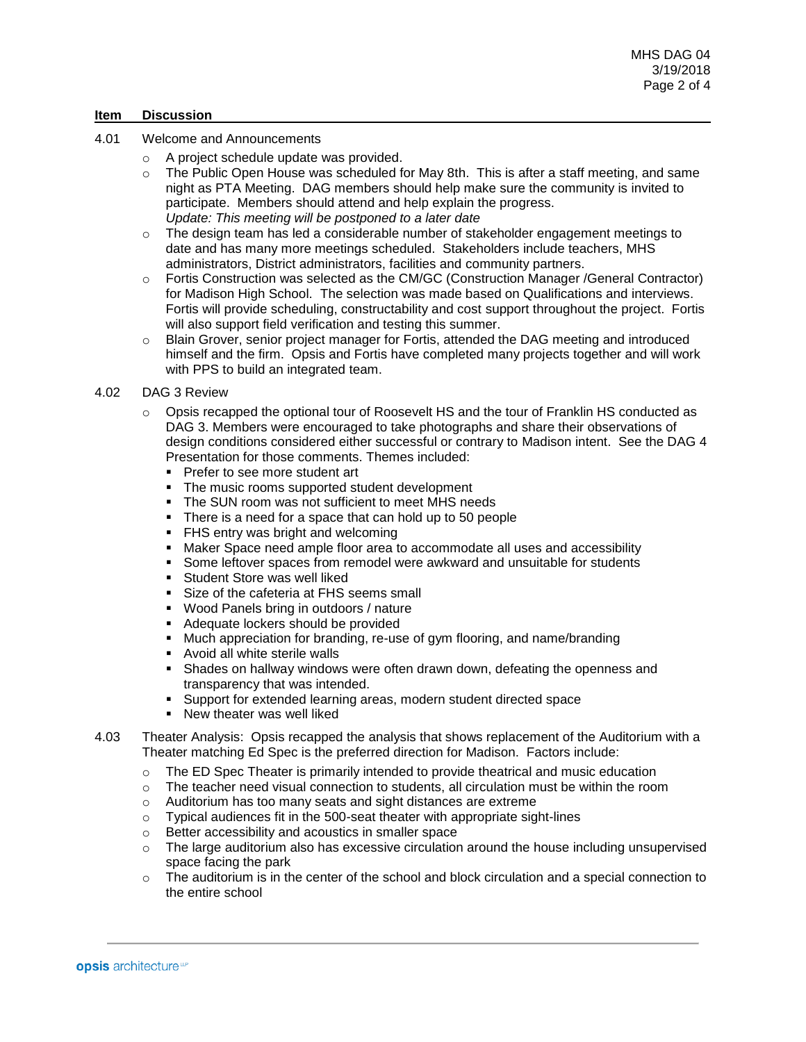| Item | Discussion |
| --- | --- |

4.01 Welcome and Announcements

- A project schedule update was provided.
- The Public Open House was scheduled for May 8th. This is after a staff meeting, and same night as PTA Meeting. DAG members should help make sure the community is invited to participate. Members should attend and help explain the progress.
  *Update: This meeting will be postponed to a later date*
- The design team has led a considerable number of stakeholder engagement meetings to date and has many more meetings scheduled. Stakeholders include teachers, MHS administrators, District administrators, facilities and community partners.
- Fortis Construction was selected as the CM/GC (Construction Manager /General Contractor) for Madison High School. The selection was made based on Qualifications and interviews. Fortis will provide scheduling, constructability and cost support throughout the project. Fortis will also support field verification and testing this summer.
- Blain Grover, senior project manager for Fortis, attended the DAG meeting and introduced himself and the firm. Opsis and Fortis have completed many projects together and will work with PPS to build an integrated team.

4.02 DAG 3 Review

- Opsis recapped the optional tour of Roosevelt HS and the tour of Franklin HS conducted as DAG 3. Members were encouraged to take photographs and share their observations of design conditions considered either successful or contrary to Madison intent. See the DAG 4 Presentation for those comments. Themes included:
  - Prefer to see more student art
  - The music rooms supported student development
  - The SUN room was not sufficient to meet MHS needs
  - There is a need for a space that can hold up to 50 people
  - FHS entry was bright and welcoming
  - Maker Space need ample floor area to accommodate all uses and accessibility
  - Some leftover spaces from remodel were awkward and unsuitable for students
  - Student Store was well liked
  - Size of the cafeteria at FHS seems small
  - Wood Panels bring in outdoors / nature
  - Adequate lockers should be provided
  - Much appreciation for branding, re-use of gym flooring, and name/branding
  - Avoid all white sterile walls
  - Shades on hallway windows were often drawn down, defeating the openness and transparency that was intended.
  - Support for extended learning areas, modern student directed space
  - New theater was well liked

4.03 Theater Analysis: Opsis recapped the analysis that shows replacement of the Auditorium with a Theater matching Ed Spec is the preferred direction for Madison. Factors include:

- The ED Spec Theater is primarily intended to provide theatrical and music education
- The teacher need visual connection to students, all circulation must be within the room
- Auditorium has too many seats and sight distances are extreme
- Typical audiences fit in the 500-seat theater with appropriate sight-lines
- Better accessibility and acoustics in smaller space
- The large auditorium also has excessive circulation around the house including unsupervised space facing the park
- The auditorium is in the center of the school and block circulation and a special connection to the entire school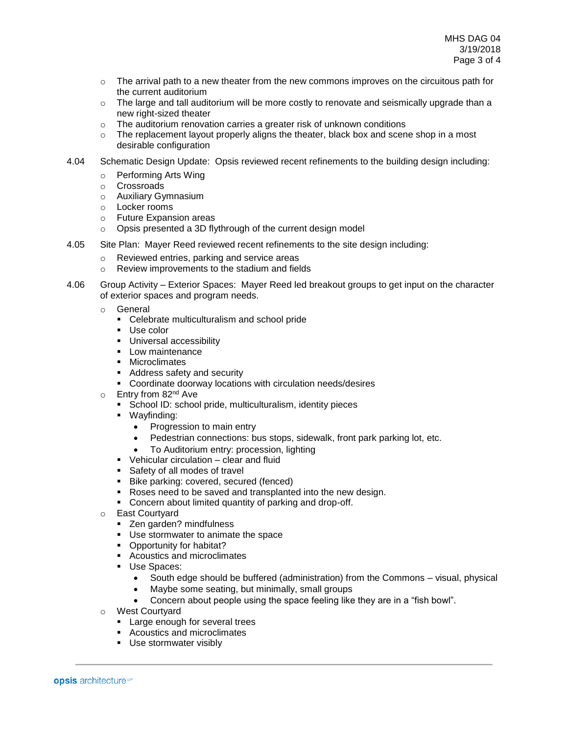- The arrival path to a new theater from the new commons improves on the circuitous path for the current auditorium
- The large and tall auditorium will be more costly to renovate and seismically upgrade than a new right-sized theater
- The auditorium renovation carries a greater risk of unknown conditions
- The replacement layout properly aligns the theater, black box and scene shop in a most desirable configuration

4.04 Schematic Design Update: Opsis reviewed recent refinements to the building design including:

- Performing Arts Wing
- Crossroads
- Auxiliary Gymnasium
- Locker rooms
- Future Expansion areas
- Opsis presented a 3D flythrough of the current design model

4.05 Site Plan: Mayer Reed reviewed recent refinements to the site design including:

- Reviewed entries, parking and service areas
- Review improvements to the stadium and fields

4.06 Group Activity – Exterior Spaces: Mayer Reed led breakout groups to get input on the character of exterior spaces and program needs.

- General
  - Celebrate multiculturalism and school pride
  - Use color
  - Universal accessibility
  - Low maintenance
  - Microclimates
  - Address safety and security
  - Coordinate doorway locations with circulation needs/desires
- Entry from 82nd Ave
  - School ID: school pride, multiculturalism, identity pieces
  - Wayfinding:
    - Progression to main entry
    - Pedestrian connections: bus stops, sidewalk, front park parking lot, etc.
    - To Auditorium entry: procession, lighting
  - Vehicular circulation – clear and fluid
  - Safety of all modes of travel
  - Bike parking: covered, secured (fenced)
  - Roses need to be saved and transplanted into the new design.
  - Concern about limited quantity of parking and drop-off.
- East Courtyard
  - Zen garden? mindfulness
  - Use stormwater to animate the space
  - Opportunity for habitat?
  - Acoustics and microclimates
  - Use Spaces:
    - South edge should be buffered (administration) from the Commons – visual, physical
    - Maybe some seating, but minimally, small groups
    - Concern about people using the space feeling like they are in a "fish bowl".
- West Courtyard
  - Large enough for several trees
  - Acoustics and microclimates
  - Use stormwater visibly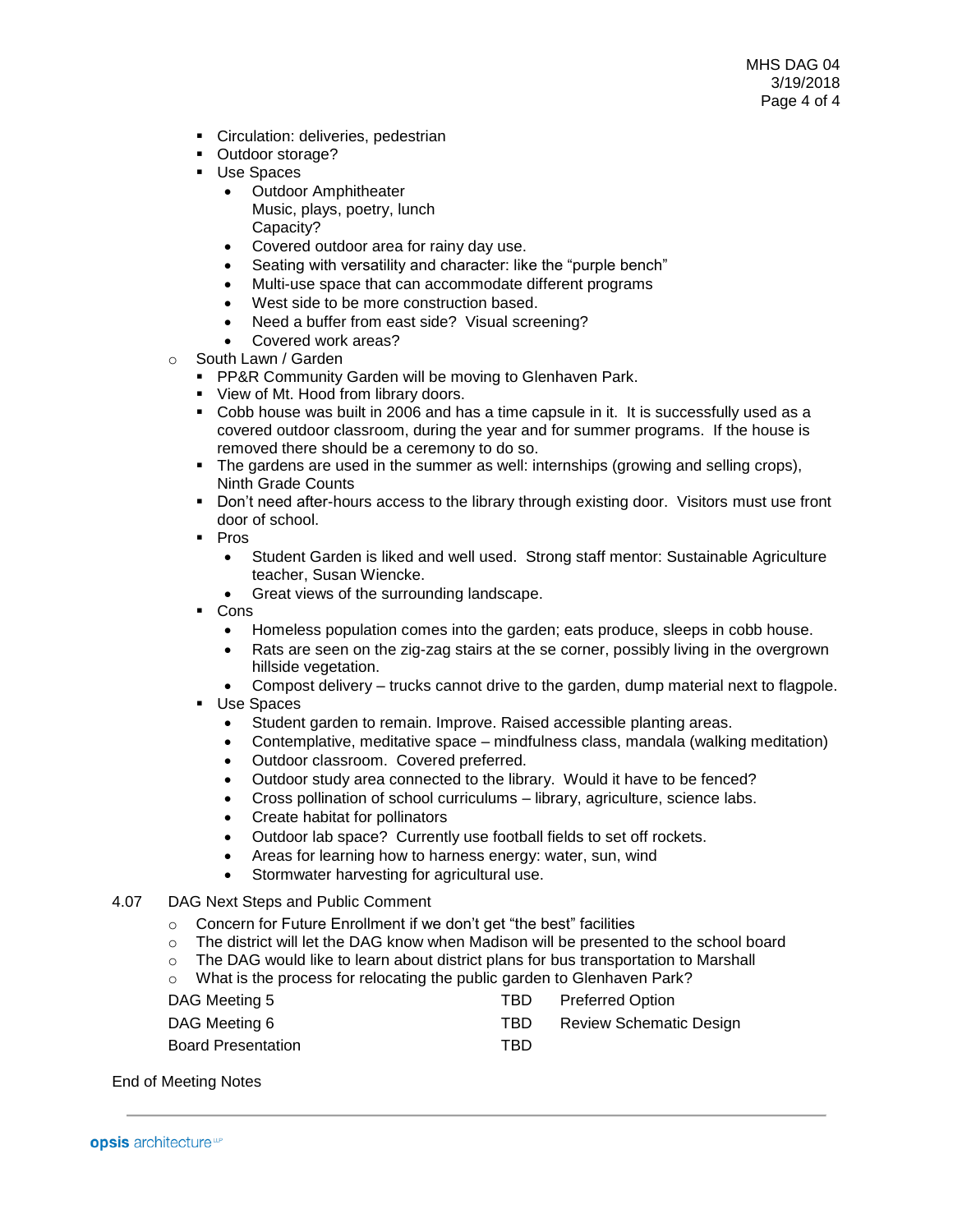- Circulation: deliveries, pedestrian
- Outdoor storage?
- Use Spaces
  - Outdoor Amphitheater
    Music, plays, poetry, lunch
    Capacity?
  - Covered outdoor area for rainy day use.
  - Seating with versatility and character: like the "purple bench"
  - Multi-use space that can accommodate different programs
  - West side to be more construction based.
  - Need a buffer from east side? Visual screening?
  - Covered work areas?

- South Lawn / Garden
  - PP&R Community Garden will be moving to Glenhaven Park.
  - View of Mt. Hood from library doors.
  - Cobb house was built in 2006 and has a time capsule in it. It is successfully used as a covered outdoor classroom, during the year and for summer programs. If the house is removed there should be a ceremony to do so.
  - The gardens are used in the summer as well: internships (growing and selling crops), Ninth Grade Counts
  - Don't need after-hours access to the library through existing door. Visitors must use front door of school.
  - Pros
    - Student Garden is liked and well used. Strong staff mentor: Sustainable Agriculture teacher, Susan Wiencke.
    - Great views of the surrounding landscape.
  - Cons
    - Homeless population comes into the garden; eats produce, sleeps in cobb house.
    - Rats are seen on the zig-zag stairs at the se corner, possibly living in the overgrown hillside vegetation.
    - Compost delivery – trucks cannot drive to the garden, dump material next to flagpole.
  - Use Spaces
    - Student garden to remain. Improve. Raised accessible planting areas.
    - Contemplative, meditative space – mindfulness class, mandala (walking meditation)
    - Outdoor classroom. Covered preferred.
    - Outdoor study area connected to the library. Would it have to be fenced?
    - Cross pollination of school curriculums – library, agriculture, science labs.
    - Create habitat for pollinators
    - Outdoor lab space? Currently use football fields to set off rockets.
    - Areas for learning how to harness energy: water, sun, wind
    - Stormwater harvesting for agricultural use.

4.07 DAG Next Steps and Public Comment

- Concern for Future Enrollment if we don't get "the best" facilities
- The district will let the DAG know when Madison will be presented to the school board
- The DAG would like to learn about district plans for bus transportation to Marshall
- What is the process for relocating the public garden to Glenhaven Park?

| | | |
|---|---|---|
| DAG Meeting 5 | TBD | Preferred Option |
| DAG Meeting 6 | TBD | Review Schematic Design |
| Board Presentation | TBD | |

End of Meeting Notes